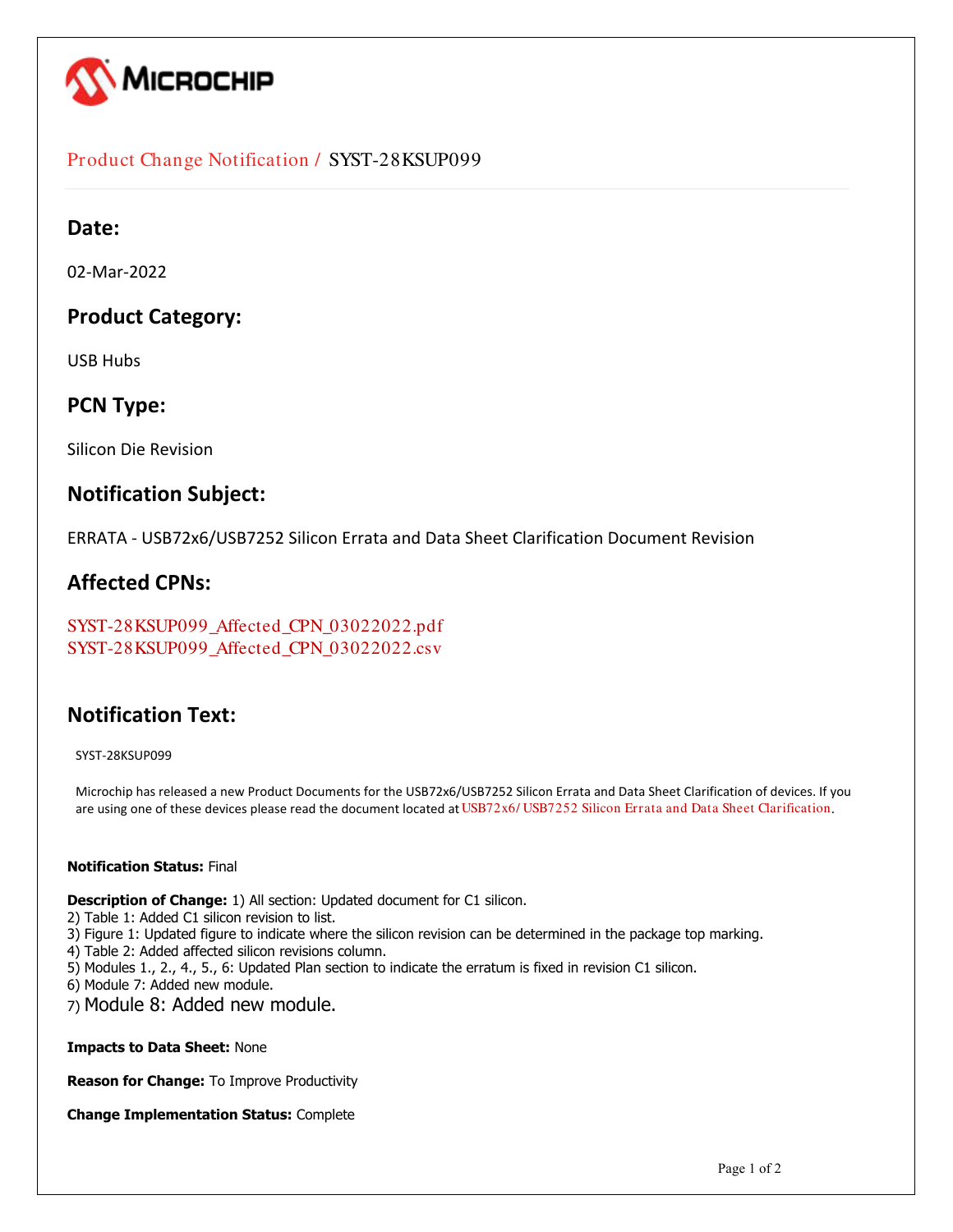MICROCHIP

Product Change Notification / SYST-28KSUP099

## Date:

02-Mar-2022

## Product Category:

USB Hubs

## PCN Type:

Silicon Die Revision

## Notification Subject:

ERRATA - USB72x6/USB7252 Silicon Errata and Data Sheet Clarification Document Revision

## Affected CPNs:

SYST-28KSUP099_Affected_CPN_03022022.pdf
SYST-28KSUP099_Affected_CPN_03022022.csv

## Notification Text:

SYST-28KSUP099

Microchip has released a new Product Documents for the USB72x6/USB7252 Silicon Errata and Data Sheet Clarification of devices. If you are using one of these devices please read the document located at USB72x6/ USB7252 Silicon Errata and Data Sheet Clarification.

**Notification Status:** Final

**Description of Change:** 1) All section: Updated document for C1 silicon.
2) Table 1: Added C1 silicon revision to list.
3) Figure 1: Updated figure to indicate where the silicon revision can be determined in the package top marking.
4) Table 2: Added affected silicon revisions column.
5) Modules 1., 2., 4., 5., 6: Updated Plan section to indicate the erratum is fixed in revision C1 silicon.
6) Module 7: Added new module.
7) Module 8: Added new module.

**Impacts to Data Sheet:** None

**Reason for Change:** To Improve Productivity

**Change Implementation Status:** Complete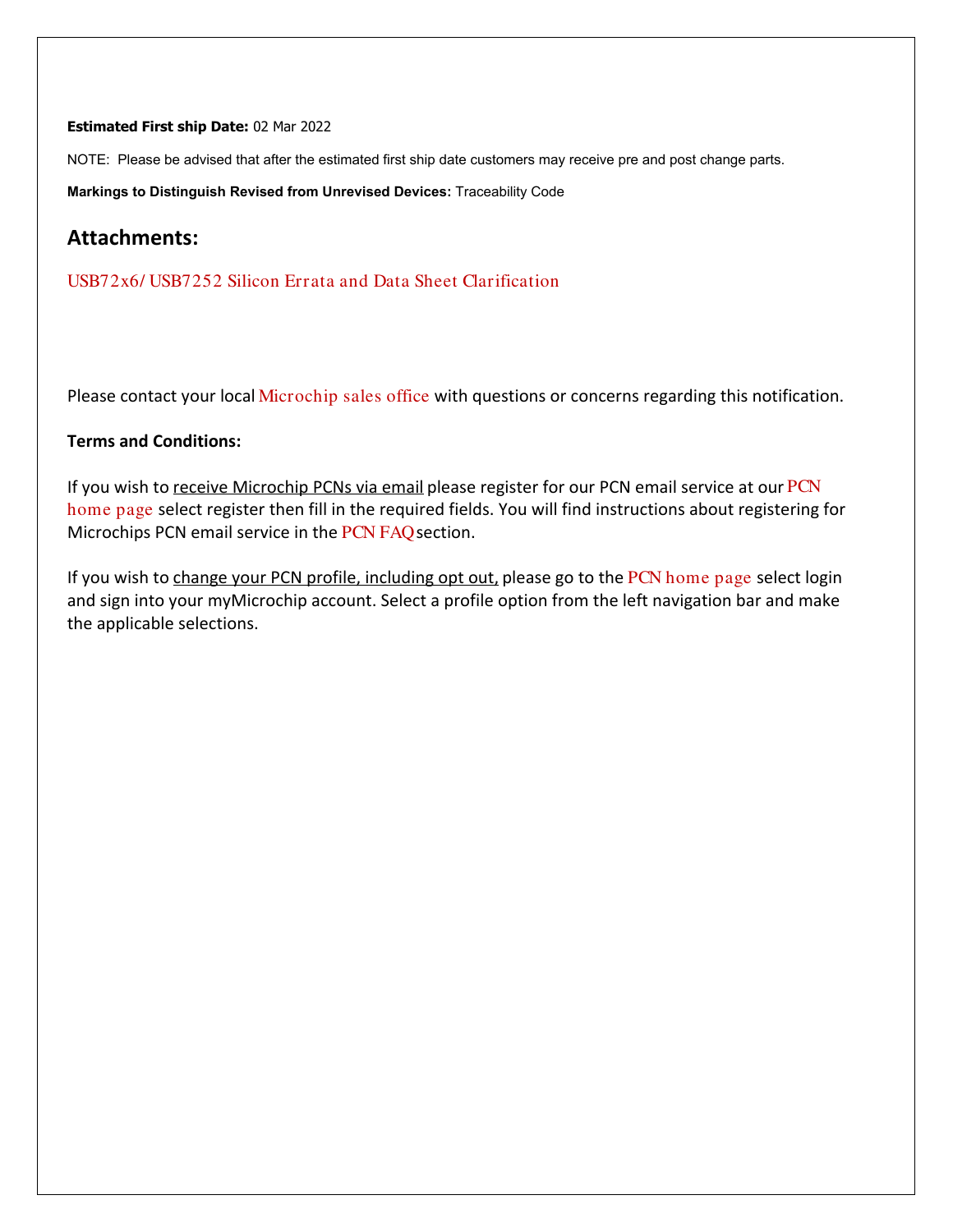**Estimated First ship Date:** 02 Mar 2022

NOTE: Please be advised that after the estimated first ship date customers may receive pre and post change parts.

**Markings to Distinguish Revised from Unrevised Devices:** Traceability Code

## Attachments:

USB72x6/ USB7252 Silicon Errata and Data Sheet Clarification

Please contact your local Microchip sales office with questions or concerns regarding this notification.

**Terms and Conditions:**

If you wish to receive Microchip PCNs via email please register for our PCN email service at our PCN home page select register then fill in the required fields. You will find instructions about registering for Microchips PCN email service in the PCN FAQ section.

If you wish to change your PCN profile, including opt out, please go to the PCN home page select login and sign into your myMicrochip account. Select a profile option from the left navigation bar and make the applicable selections.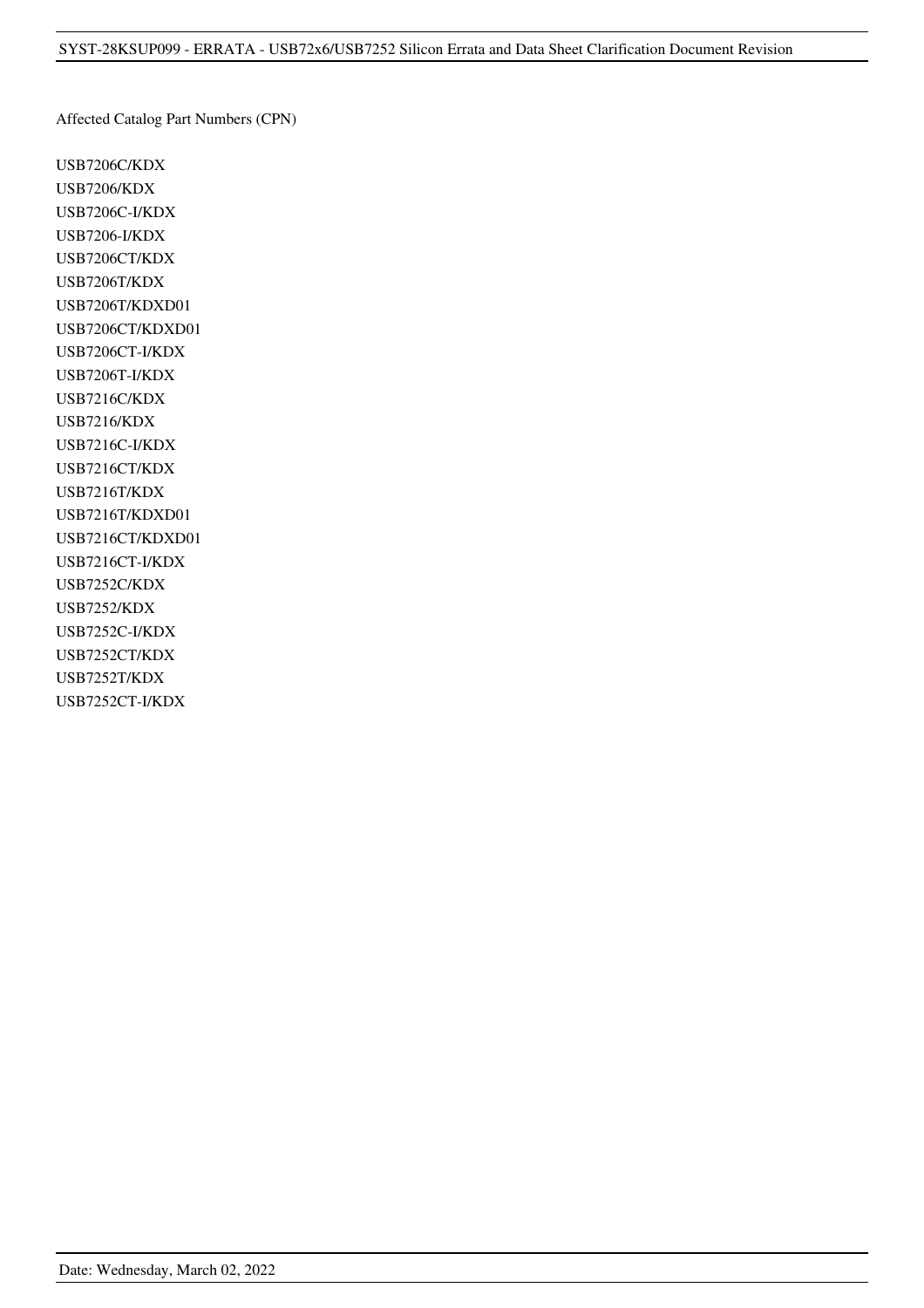Affected Catalog Part Numbers (CPN)

USB7206C/KDX
USB7206/KDX
USB7206C-I/KDX
USB7206-I/KDX
USB7206CT/KDX
USB7206T/KDX
USB7206T/KDXD01
USB7206CT/KDXD01
USB7206CT-I/KDX
USB7206T-I/KDX
USB7216C/KDX
USB7216/KDX
USB7216C-I/KDX
USB7216CT/KDX
USB7216T/KDX
USB7216T/KDXD01
USB7216CT/KDXD01
USB7216CT-I/KDX
USB7252C/KDX
USB7252/KDX
USB7252C-I/KDX
USB7252CT/KDX
USB7252T/KDX
USB7252CT-I/KDX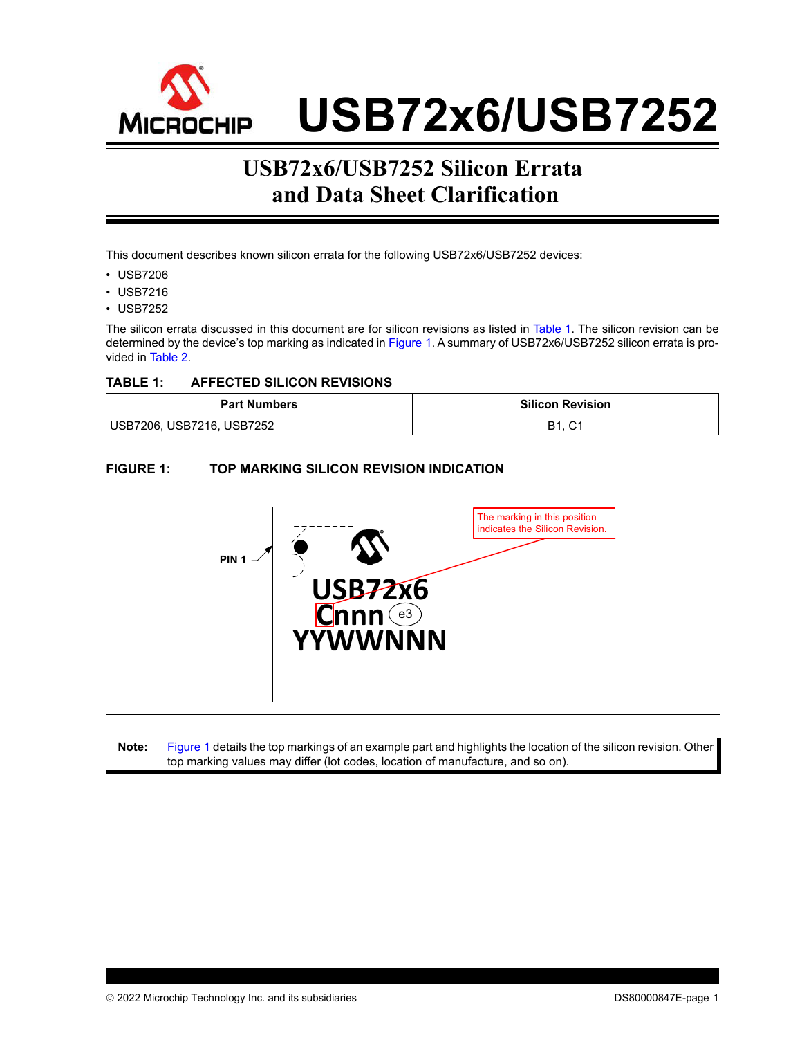# USB72x6/USB7252

## USB72x6/USB7252 Silicon Errata and Data Sheet Clarification

This document describes known silicon errata for the following USB72x6/USB7252 devices:

- USB7206
- USB7216
- USB7252

The silicon errata discussed in this document are for silicon revisions as listed in Table 1. The silicon revision can be determined by the device's top marking as indicated in Figure 1. A summary of USB72x6/USB7252 silicon errata is provided in Table 2.

**TABLE 1: AFFECTED SILICON REVISIONS**

| Part Numbers | Silicon Revision |
|---|---|
| USB7206, USB7216, USB7252 | B1, C1 |

**FIGURE 1: TOP MARKING SILICON REVISION INDICATION**

PIN 1

USB72x6
Cnnn (e3)
YYWWNNN

The marking in this position indicates the Silicon Revision.

| **Note:** | Figure 1 details the top markings of an example part and highlights the location of the silicon revision. Other top marking values may differ (lot codes, location of manufacture, and so on). |
|---|---|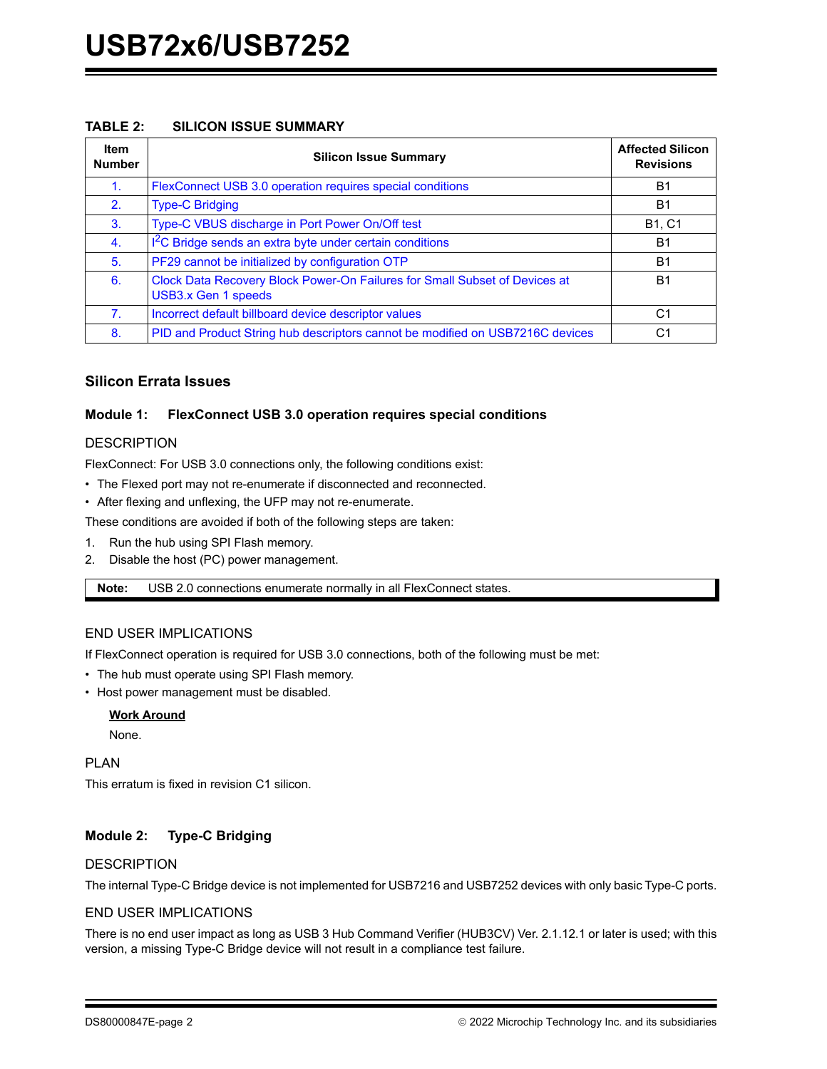**TABLE 2: SILICON ISSUE SUMMARY**

| Item Number | Silicon Issue Summary | Affected Silicon Revisions |
|---|---|---|
| 1. | FlexConnect USB 3.0 operation requires special conditions | B1 |
| 2. | Type-C Bridging | B1 |
| 3. | Type-C VBUS discharge in Port Power On/Off test | B1, C1 |
| 4. | I$^2$C Bridge sends an extra byte under certain conditions | B1 |
| 5. | PF29 cannot be initialized by configuration OTP | B1 |
| 6. | Clock Data Recovery Block Power-On Failures for Small Subset of Devices at USB3.x Gen 1 speeds | B1 |
| 7. | Incorrect default billboard device descriptor values | C1 |
| 8. | PID and Product String hub descriptors cannot be modified on USB7216C devices | C1 |

## Silicon Errata Issues

### Module 1: FlexConnect USB 3.0 operation requires special conditions

#### DESCRIPTION

FlexConnect: For USB 3.0 connections only, the following conditions exist:

- The Flexed port may not re-enumerate if disconnected and reconnected.
- After flexing and unflexing, the UFP may not re-enumerate.

These conditions are avoided if both of the following steps are taken:

1. Run the hub using SPI Flash memory.
2. Disable the host (PC) power management.

**Note:** USB 2.0 connections enumerate normally in all FlexConnect states.

#### END USER IMPLICATIONS

If FlexConnect operation is required for USB 3.0 connections, both of the following must be met:

- The hub must operate using SPI Flash memory.
- Host power management must be disabled.

**Work Around**

None.

#### PLAN

This erratum is fixed in revision C1 silicon.

### Module 2: Type-C Bridging

#### DESCRIPTION

The internal Type-C Bridge device is not implemented for USB7216 and USB7252 devices with only basic Type-C ports.

#### END USER IMPLICATIONS

There is no end user impact as long as USB 3 Hub Command Verifier (HUB3CV) Ver. 2.1.12.1 or later is used; with this version, a missing Type-C Bridge device will not result in a compliance test failure.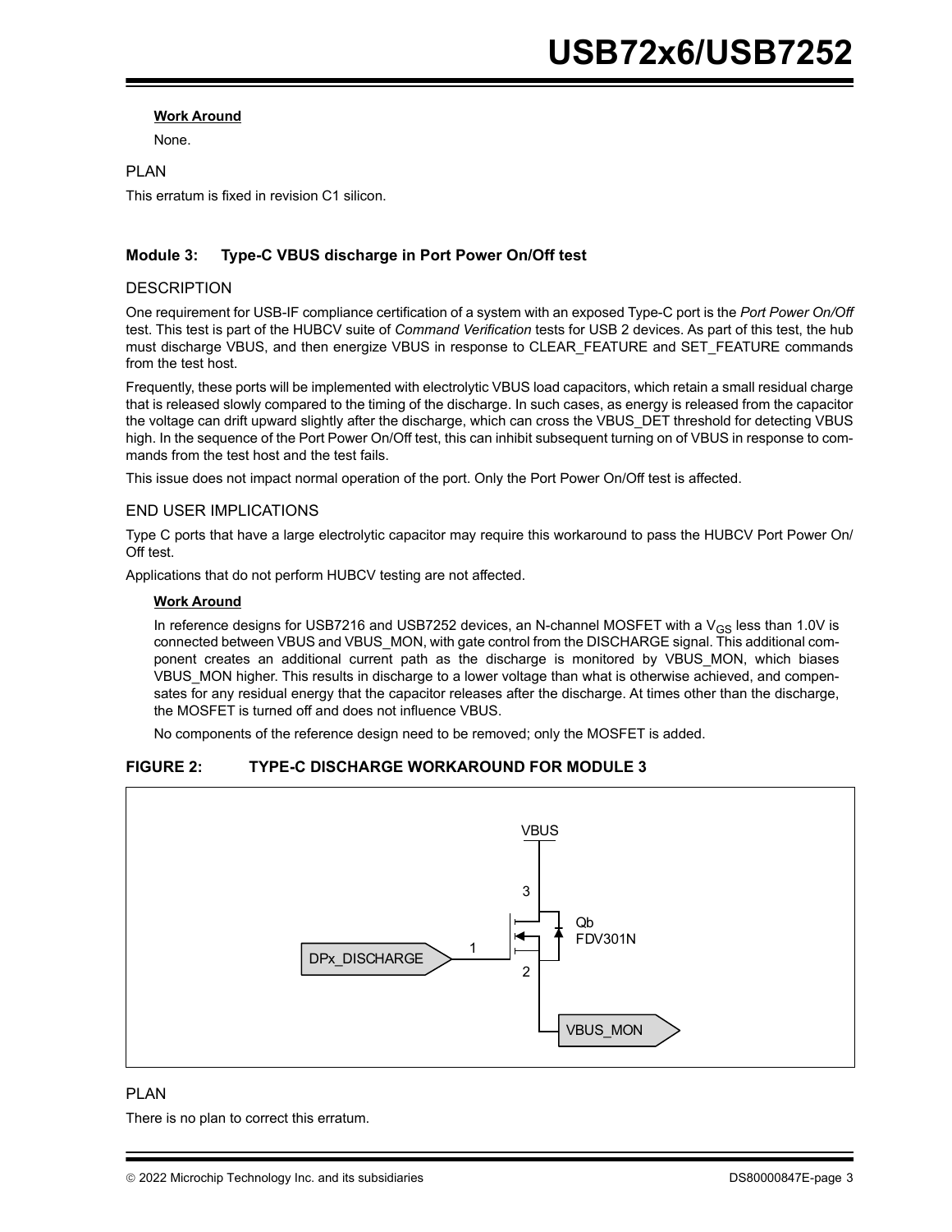**Work Around**

None.

PLAN

This erratum is fixed in revision C1 silicon.

### Module 3: Type-C VBUS discharge in Port Power On/Off test

DESCRIPTION

One requirement for USB-IF compliance certification of a system with an exposed Type-C port is the *Port Power On/Off* test. This test is part of the HUBCV suite of *Command Verification* tests for USB 2 devices. As part of this test, the hub must discharge VBUS, and then energize VBUS in response to CLEAR_FEATURE and SET_FEATURE commands from the test host.

Frequently, these ports will be implemented with electrolytic VBUS load capacitors, which retain a small residual charge that is released slowly compared to the timing of the discharge. In such cases, as energy is released from the capacitor the voltage can drift upward slightly after the discharge, which can cross the VBUS_DET threshold for detecting VBUS high. In the sequence of the Port Power On/Off test, this can inhibit subsequent turning on of VBUS in response to commands from the test host and the test fails.

This issue does not impact normal operation of the port. Only the Port Power On/Off test is affected.

END USER IMPLICATIONS

Type C ports that have a large electrolytic capacitor may require this workaround to pass the HUBCV Port Power On/Off test.

Applications that do not perform HUBCV testing are not affected.

**Work Around**

In reference designs for USB7216 and USB7252 devices, an N-channel MOSFET with a $V_{GS}$ less than 1.0V is connected between VBUS and VBUS_MON, with gate control from the DISCHARGE signal. This additional component creates an additional current path as the discharge is monitored by VBUS_MON, which biases VBUS_MON higher. This results in discharge to a lower voltage than what is otherwise achieved, and compensates for any residual energy that the capacitor releases after the discharge. At times other than the discharge, the MOSFET is turned off and does not influence VBUS.

No components of the reference design need to be removed; only the MOSFET is added.

**FIGURE 2: TYPE-C DISCHARGE WORKAROUND FOR MODULE 3**

VBUS

3

Qb
FDV301N

DPx_DISCHARGE

1

2

VBUS_MON

PLAN

There is no plan to correct this erratum.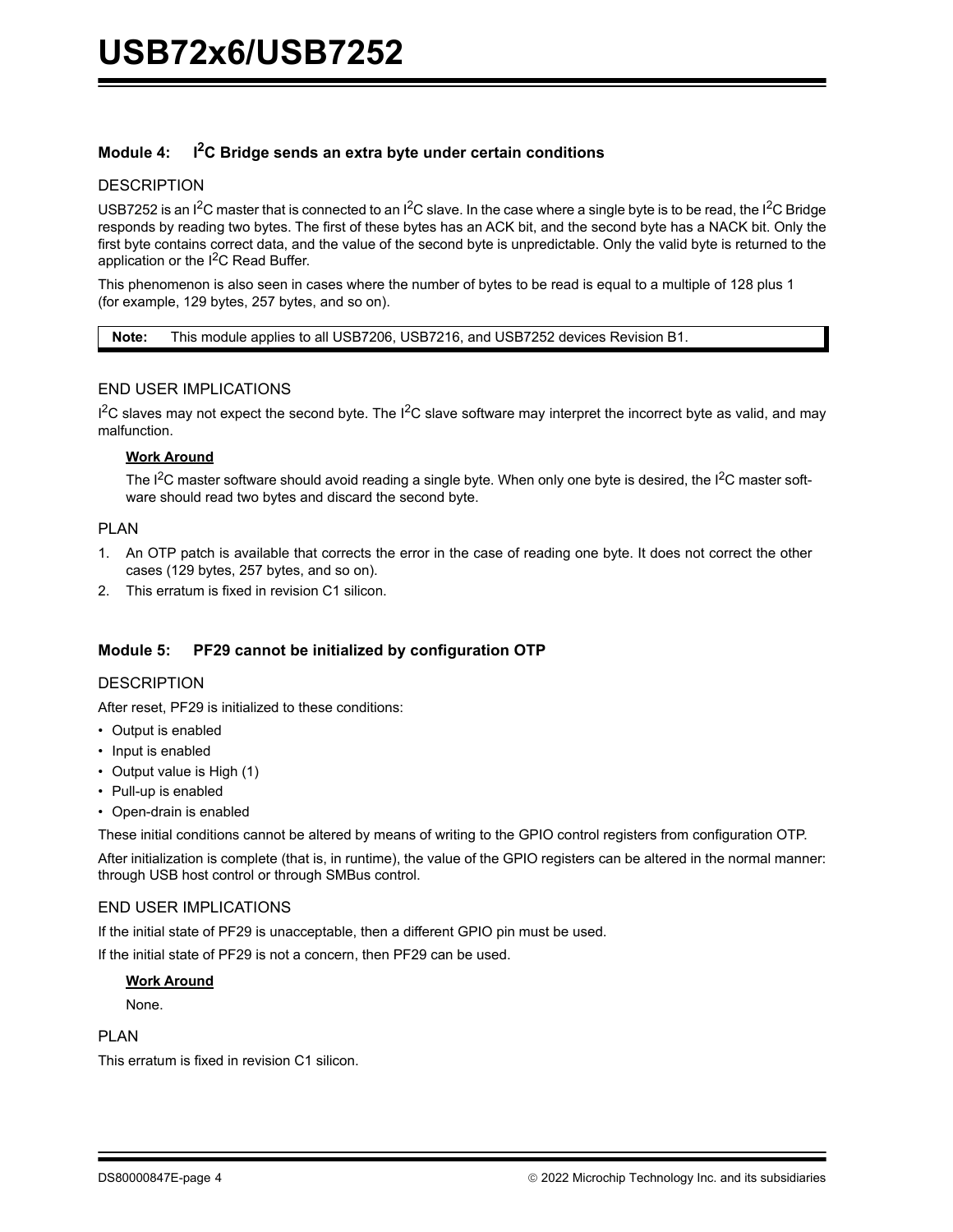## Module 4: $I^2C$ Bridge sends an extra byte under certain conditions

### DESCRIPTION

USB7252 is an $I^2C$ master that is connected to an $I^2C$ slave. In the case where a single byte is to be read, the $I^2C$ Bridge responds by reading two bytes. The first of these bytes has an ACK bit, and the second byte has a NACK bit. Only the first byte contains correct data, and the value of the second byte is unpredictable. Only the valid byte is returned to the application or the $I^2C$ Read Buffer.

This phenomenon is also seen in cases where the number of bytes to be read is equal to a multiple of 128 plus 1 (for example, 129 bytes, 257 bytes, and so on).

| **Note:** This module applies to all USB7206, USB7216, and USB7252 devices Revision B1. |
|---|

### END USER IMPLICATIONS

$I^2C$ slaves may not expect the second byte. The $I^2C$ slave software may interpret the incorrect byte as valid, and may malfunction.

**Work Around**

The $I^2C$ master software should avoid reading a single byte. When only one byte is desired, the $I^2C$ master software should read two bytes and discard the second byte.

### PLAN

1. An OTP patch is available that corrects the error in the case of reading one byte. It does not correct the other cases (129 bytes, 257 bytes, and so on).
2. This erratum is fixed in revision C1 silicon.

## Module 5: PF29 cannot be initialized by configuration OTP

### DESCRIPTION

After reset, PF29 is initialized to these conditions:

- Output is enabled
- Input is enabled
- Output value is High (1)
- Pull-up is enabled
- Open-drain is enabled

These initial conditions cannot be altered by means of writing to the GPIO control registers from configuration OTP.

After initialization is complete (that is, in runtime), the value of the GPIO registers can be altered in the normal manner: through USB host control or through SMBus control.

### END USER IMPLICATIONS

If the initial state of PF29 is unacceptable, then a different GPIO pin must be used.

If the initial state of PF29 is not a concern, then PF29 can be used.

**Work Around**

None.

### PLAN

This erratum is fixed in revision C1 silicon.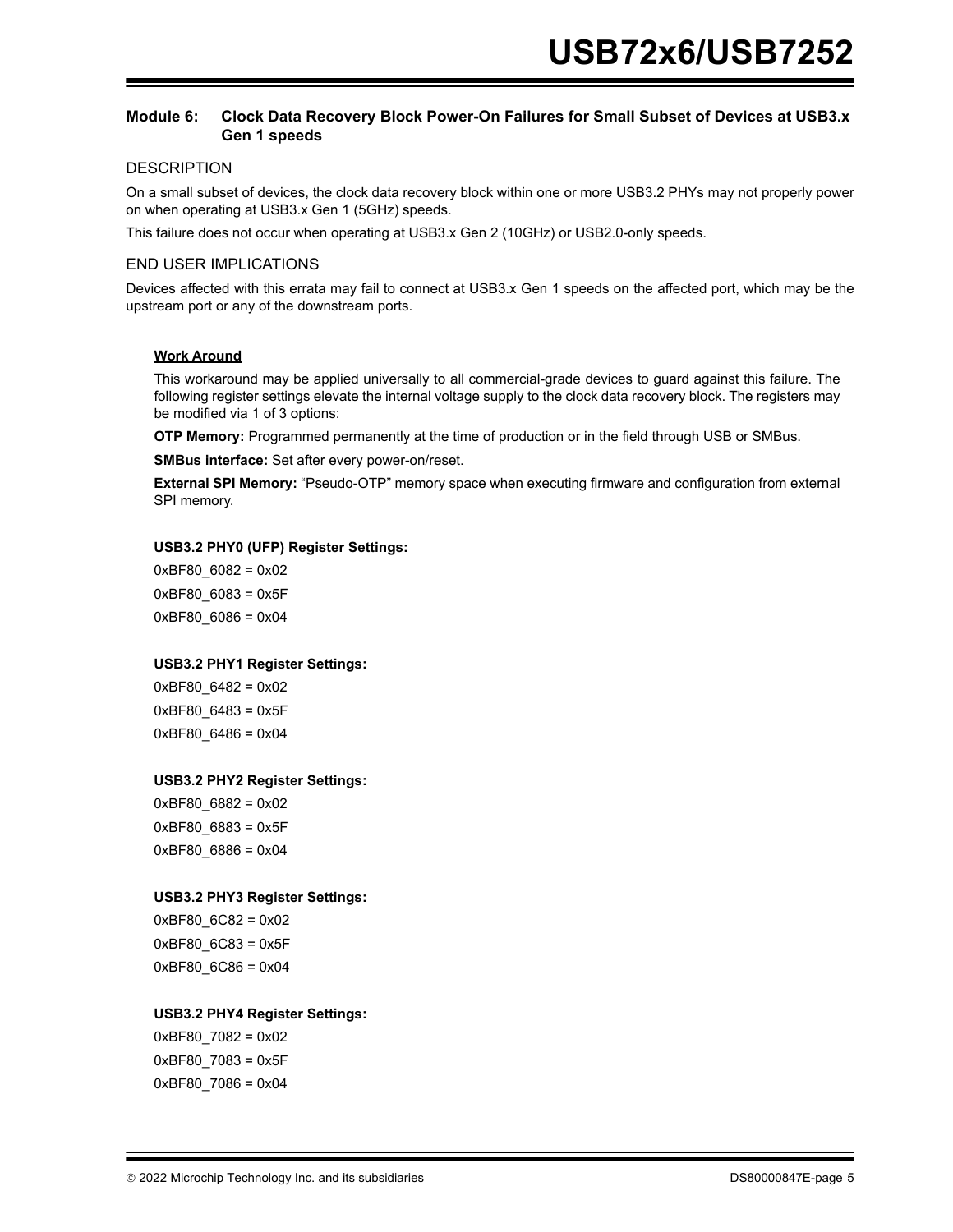## Module 6: Clock Data Recovery Block Power-On Failures for Small Subset of Devices at USB3.x Gen 1 speeds

### DESCRIPTION

On a small subset of devices, the clock data recovery block within one or more USB3.2 PHYs may not properly power on when operating at USB3.x Gen 1 (5GHz) speeds.

This failure does not occur when operating at USB3.x Gen 2 (10GHz) or USB2.0-only speeds.

### END USER IMPLICATIONS

Devices affected with this errata may fail to connect at USB3.x Gen 1 speeds on the affected port, which may be the upstream port or any of the downstream ports.

#### Work Around

This workaround may be applied universally to all commercial-grade devices to guard against this failure. The following register settings elevate the internal voltage supply to the clock data recovery block. The registers may be modified via 1 of 3 options:

**OTP Memory:** Programmed permanently at the time of production or in the field through USB or SMBus.

**SMBus interface:** Set after every power-on/reset.

**External SPI Memory:** “Pseudo-OTP” memory space when executing firmware and configuration from external SPI memory.

**USB3.2 PHY0 (UFP) Register Settings:**

0xBF80_6082 = 0x02

0xBF80_6083 = 0x5F

0xBF80_6086 = 0x04

**USB3.2 PHY1 Register Settings:**

0xBF80_6482 = 0x02

0xBF80_6483 = 0x5F

0xBF80_6486 = 0x04

**USB3.2 PHY2 Register Settings:**

0xBF80_6882 = 0x02

0xBF80_6883 = 0x5F

0xBF80_6886 = 0x04

**USB3.2 PHY3 Register Settings:**

0xBF80_6C82 = 0x02

0xBF80_6C83 = 0x5F

0xBF80_6C86 = 0x04

**USB3.2 PHY4 Register Settings:**

0xBF80_7082 = 0x02

0xBF80_7083 = 0x5F

0xBF80_7086 = 0x04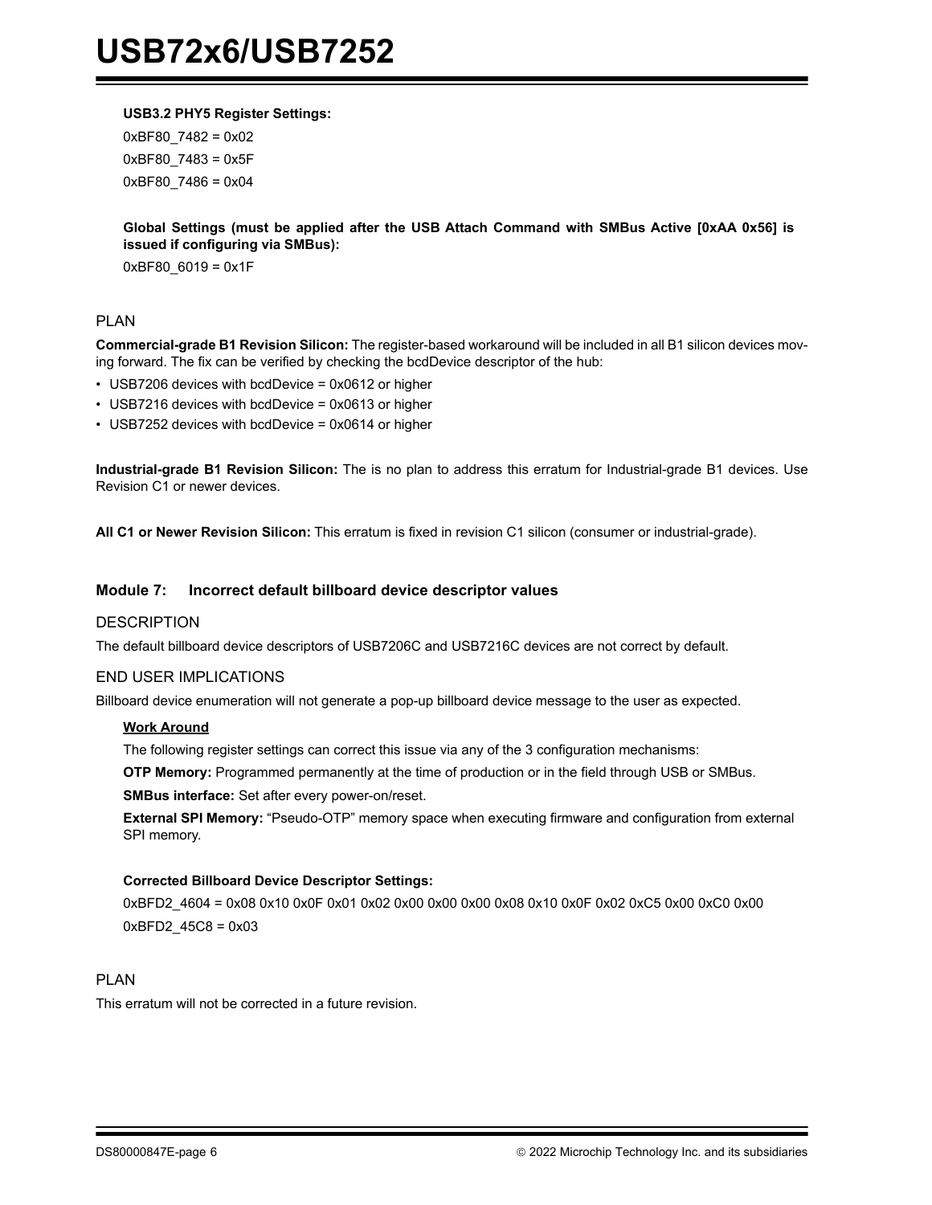**USB3.2 PHY5 Register Settings:**

0xBF80_7482 = 0x02

0xBF80_7483 = 0x5F

0xBF80_7486 = 0x04

**Global Settings (must be applied after the USB Attach Command with SMBus Active [0xAA 0x56] is issued if configuring via SMBus):**

0xBF80_6019 = 0x1F

### PLAN

**Commercial-grade B1 Revision Silicon:** The register-based workaround will be included in all B1 silicon devices moving forward. The fix can be verified by checking the bcdDevice descriptor of the hub:

- USB7206 devices with bcdDevice = 0x0612 or higher
- USB7216 devices with bcdDevice = 0x0613 or higher
- USB7252 devices with bcdDevice = 0x0614 or higher

**Industrial-grade B1 Revision Silicon:** The is no plan to address this erratum for Industrial-grade B1 devices. Use Revision C1 or newer devices.

**All C1 or Newer Revision Silicon:** This erratum is fixed in revision C1 silicon (consumer or industrial-grade).

## Module 7: Incorrect default billboard device descriptor values

### DESCRIPTION

The default billboard device descriptors of USB7206C and USB7216C devices are not correct by default.

### END USER IMPLICATIONS

Billboard device enumeration will not generate a pop-up billboard device message to the user as expected.

**Work Around**

The following register settings can correct this issue via any of the 3 configuration mechanisms:

**OTP Memory:** Programmed permanently at the time of production or in the field through USB or SMBus.

**SMBus interface:** Set after every power-on/reset.

**External SPI Memory:** “Pseudo-OTP” memory space when executing firmware and configuration from external SPI memory.

**Corrected Billboard Device Descriptor Settings:**

0xBFD2_4604 = 0x08 0x10 0x0F 0x01 0x02 0x00 0x00 0x00 0x08 0x10 0x0F 0x02 0xC5 0x00 0xC0 0x00

0xBFD2_45C8 = 0x03

### PLAN

This erratum will not be corrected in a future revision.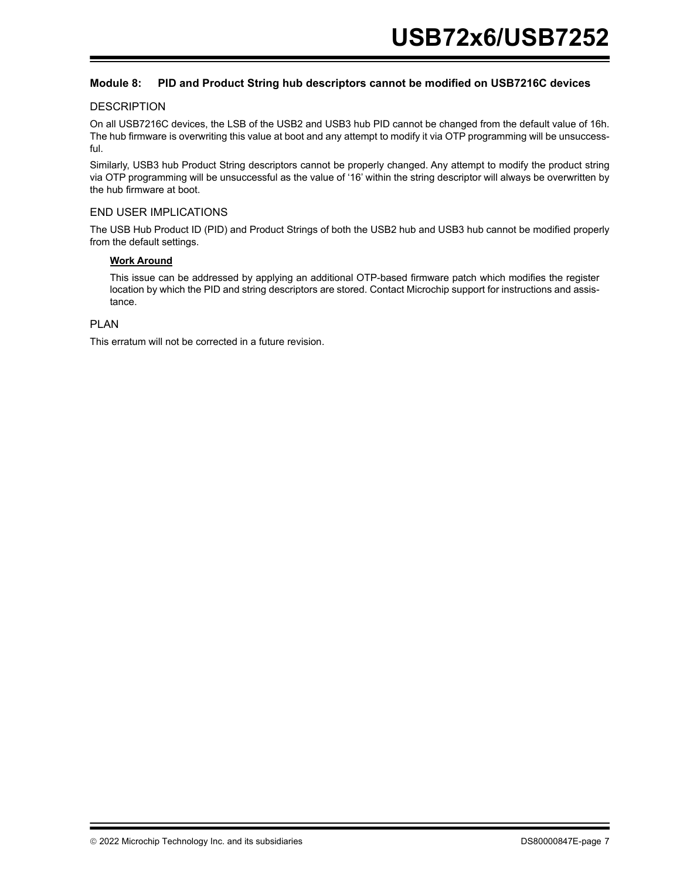### Module 8: PID and Product String hub descriptors cannot be modified on USB7216C devices

DESCRIPTION

On all USB7216C devices, the LSB of the USB2 and USB3 hub PID cannot be changed from the default value of 16h. The hub firmware is overwriting this value at boot and any attempt to modify it via OTP programming will be unsuccessful.

Similarly, USB3 hub Product String descriptors cannot be properly changed. Any attempt to modify the product string via OTP programming will be unsuccessful as the value of ‘16’ within the string descriptor will always be overwritten by the hub firmware at boot.

END USER IMPLICATIONS

The USB Hub Product ID (PID) and Product Strings of both the USB2 hub and USB3 hub cannot be modified properly from the default settings.

**Work Around**

This issue can be addressed by applying an additional OTP-based firmware patch which modifies the register location by which the PID and string descriptors are stored. Contact Microchip support for instructions and assistance.

PLAN

This erratum will not be corrected in a future revision.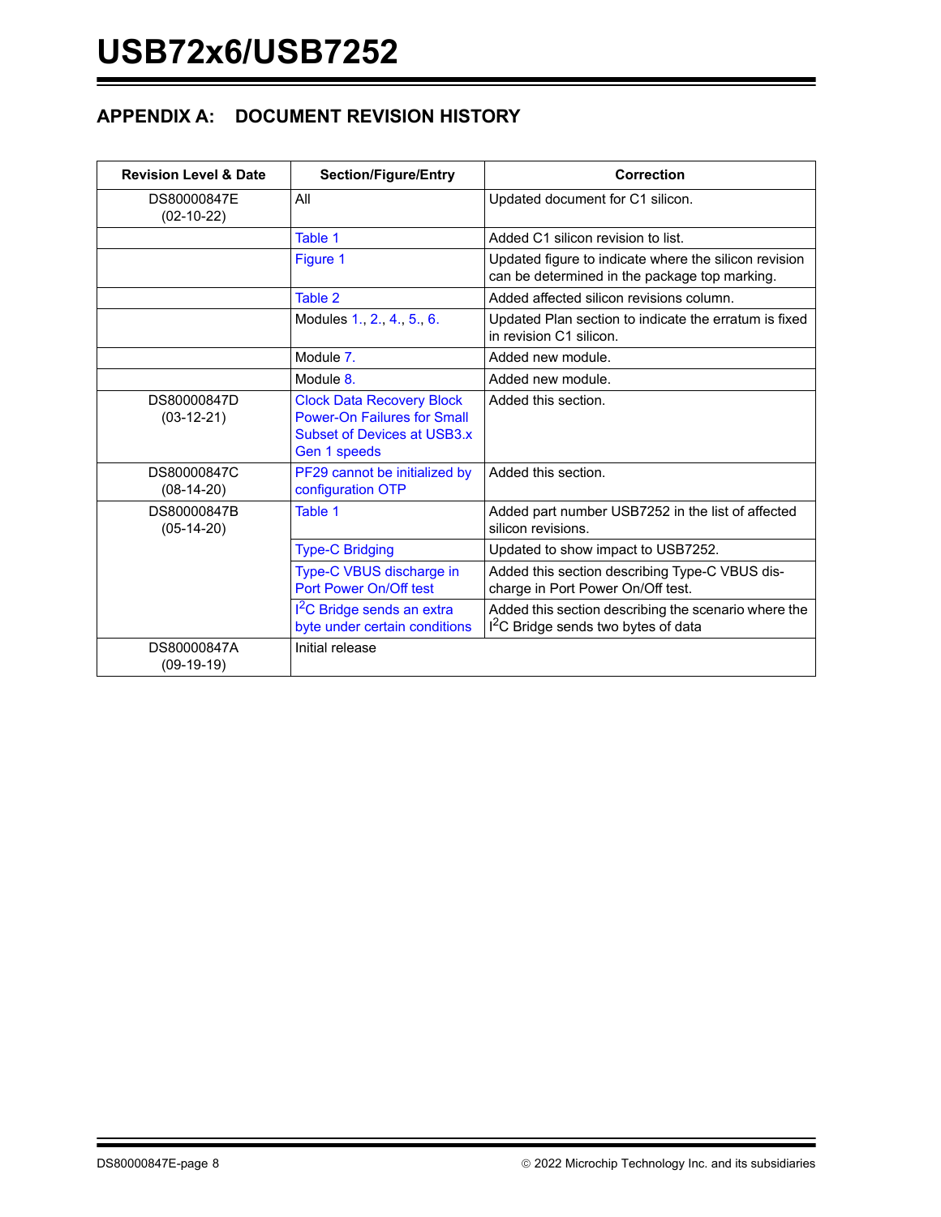## APPENDIX A: DOCUMENT REVISION HISTORY

| Revision Level & Date | Section/Figure/Entry | Correction |
|---|---|---|
| DS80000847E (02-10-22) | All | Updated document for C1 silicon. |
| | Table 1 | Added C1 silicon revision to list. |
| | Figure 1 | Updated figure to indicate where the silicon revision can be determined in the package top marking. |
| | Table 2 | Added affected silicon revisions column. |
| | Modules 1., 2., 4., 5., 6. | Updated Plan section to indicate the erratum is fixed in revision C1 silicon. |
| | Module 7. | Added new module. |
| | Module 8. | Added new module. |
| DS80000847D (03-12-21) | Clock Data Recovery Block Power-On Failures for Small Subset of Devices at USB3.x Gen 1 speeds | Added this section. |
| DS80000847C (08-14-20) | PF29 cannot be initialized by configuration OTP | Added this section. |
| DS80000847B (05-14-20) | Table 1 | Added part number USB7252 in the list of affected silicon revisions. |
| | Type-C Bridging | Updated to show impact to USB7252. |
| | Type-C VBUS discharge in Port Power On/Off test | Added this section describing Type-C VBUS discharge in Port Power On/Off test. |
| | $I^2C$ Bridge sends an extra byte under certain conditions | Added this section describing the scenario where the $I^2C$ Bridge sends two bytes of data |
| DS80000847A (09-19-19) | Initial release | |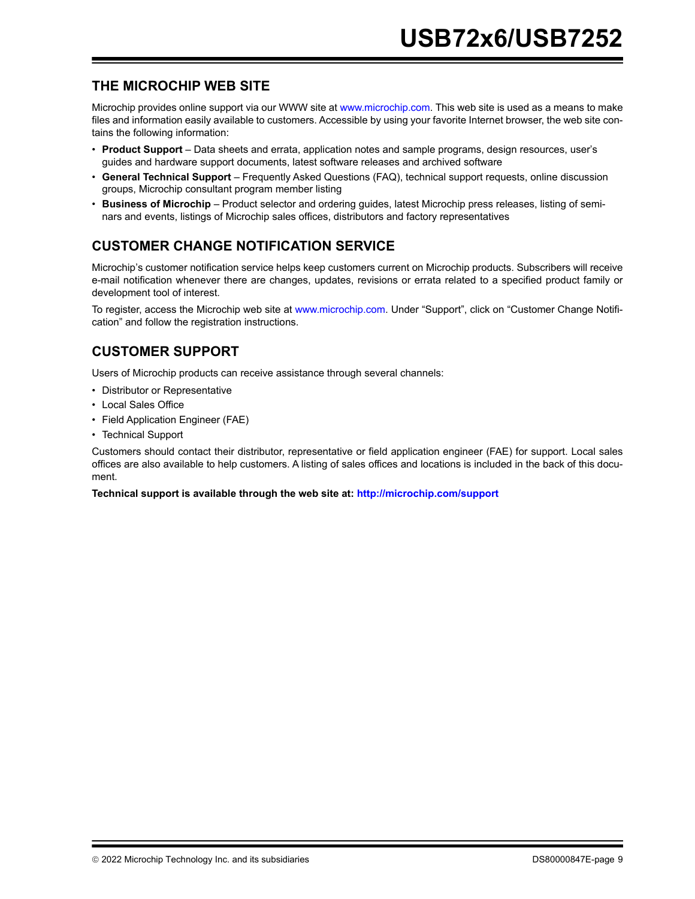## THE MICROCHIP WEB SITE

Microchip provides online support via our WWW site at www.microchip.com. This web site is used as a means to make files and information easily available to customers. Accessible by using your favorite Internet browser, the web site contains the following information:

- **Product Support** – Data sheets and errata, application notes and sample programs, design resources, user's guides and hardware support documents, latest software releases and archived software
- **General Technical Support** – Frequently Asked Questions (FAQ), technical support requests, online discussion groups, Microchip consultant program member listing
- **Business of Microchip** – Product selector and ordering guides, latest Microchip press releases, listing of seminars and events, listings of Microchip sales offices, distributors and factory representatives

## CUSTOMER CHANGE NOTIFICATION SERVICE

Microchip's customer notification service helps keep customers current on Microchip products. Subscribers will receive e-mail notification whenever there are changes, updates, revisions or errata related to a specified product family or development tool of interest.

To register, access the Microchip web site at www.microchip.com. Under "Support", click on "Customer Change Notification" and follow the registration instructions.

## CUSTOMER SUPPORT

Users of Microchip products can receive assistance through several channels:

- Distributor or Representative
- Local Sales Office
- Field Application Engineer (FAE)
- Technical Support

Customers should contact their distributor, representative or field application engineer (FAE) for support. Local sales offices are also available to help customers. A listing of sales offices and locations is included in the back of this document.

**Technical support is available through the web site at: http://microchip.com/support**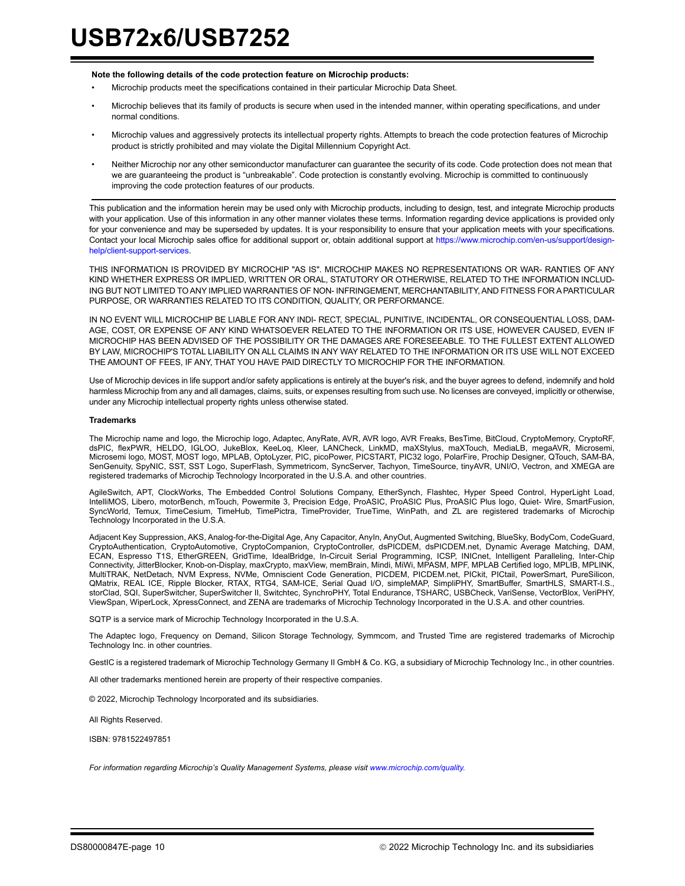**Note the following details of the code protection feature on Microchip products:**

- Microchip products meet the specifications contained in their particular Microchip Data Sheet.
- Microchip believes that its family of products is secure when used in the intended manner, within operating specifications, and under normal conditions.
- Microchip values and aggressively protects its intellectual property rights. Attempts to breach the code protection features of Microchip product is strictly prohibited and may violate the Digital Millennium Copyright Act.
- Neither Microchip nor any other semiconductor manufacturer can guarantee the security of its code. Code protection does not mean that we are guaranteeing the product is "unbreakable". Code protection is constantly evolving. Microchip is committed to continuously improving the code protection features of our products.

This publication and the information herein may be used only with Microchip products, including to design, test, and integrate Microchip products with your application. Use of this information in any other manner violates these terms. Information regarding device applications is provided only for your convenience and may be superseded by updates. It is your responsibility to ensure that your application meets with your specifications. Contact your local Microchip sales office for additional support or, obtain additional support at https://www.microchip.com/en-us/support/design-help/client-support-services.

THIS INFORMATION IS PROVIDED BY MICROCHIP "AS IS". MICROCHIP MAKES NO REPRESENTATIONS OR WAR- RANTIES OF ANY KIND WHETHER EXPRESS OR IMPLIED, WRITTEN OR ORAL, STATUTORY OR OTHERWISE, RELATED TO THE INFORMATION INCLUD- ING BUT NOT LIMITED TO ANY IMPLIED WARRANTIES OF NON- INFRINGEMENT, MERCHANTABILITY, AND FITNESS FOR A PARTICULAR PURPOSE, OR WARRANTIES RELATED TO ITS CONDITION, QUALITY, OR PERFORMANCE.

IN NO EVENT WILL MICROCHIP BE LIABLE FOR ANY INDI- RECT, SPECIAL, PUNITIVE, INCIDENTAL, OR CONSEQUENTIAL LOSS, DAM- AGE, COST, OR EXPENSE OF ANY KIND WHATSOEVER RELATED TO THE INFORMATION OR ITS USE, HOWEVER CAUSED, EVEN IF MICROCHIP HAS BEEN ADVISED OF THE POSSIBILITY OR THE DAMAGES ARE FORESEEABLE. TO THE FULLEST EXTENT ALLOWED BY LAW, MICROCHIP'S TOTAL LIABILITY ON ALL CLAIMS IN ANY WAY RELATED TO THE INFORMATION OR ITS USE WILL NOT EXCEED THE AMOUNT OF FEES, IF ANY, THAT YOU HAVE PAID DIRECTLY TO MICROCHIP FOR THE INFORMATION.

Use of Microchip devices in life support and/or safety applications is entirely at the buyer's risk, and the buyer agrees to defend, indemnify and hold harmless Microchip from any and all damages, claims, suits, or expenses resulting from such use. No licenses are conveyed, implicitly or otherwise, under any Microchip intellectual property rights unless otherwise stated.

**Trademarks**

The Microchip name and logo, the Microchip logo, Adaptec, AnyRate, AVR, AVR logo, AVR Freaks, BesTime, BitCloud, CryptoMemory, CryptoRF, dsPIC, flexPWR, HELDO, IGLOO, JukeBlox, KeeLoq, Kleer, LANCheck, LinkMD, maXStylus, maXTouch, MediaLB, megaAVR, Microsemi, Microsemi logo, MOST, MOST logo, MPLAB, OptoLyzer, PIC, picoPower, PICSTART, PIC32 logo, PolarFire, Prochip Designer, QTouch, SAM-BA, SenGenuity, SpyNIC, SST, SST Logo, SuperFlash, Symmetricom, SyncServer, Tachyon, TimeSource, tinyAVR, UNI/O, Vectron, and XMEGA are registered trademarks of Microchip Technology Incorporated in the U.S.A. and other countries.

AgileSwitch, APT, ClockWorks, The Embedded Control Solutions Company, EtherSynch, Flashtec, Hyper Speed Control, HyperLight Load, IntelliMOS, Libero, motorBench, mTouch, Powermite 3, Precision Edge, ProASIC, ProASIC Plus, ProASIC Plus logo, Quiet- Wire, SmartFusion, SyncWorld, Temux, TimeCesium, TimeHub, TimePictra, TimeProvider, TrueTime, WinPath, and ZL are registered trademarks of Microchip Technology Incorporated in the U.S.A.

Adjacent Key Suppression, AKS, Analog-for-the-Digital Age, Any Capacitor, AnyIn, AnyOut, Augmented Switching, BlueSky, BodyCom, CodeGuard, CryptoAuthentication, CryptoAutomotive, CryptoCompanion, CryptoController, dsPICDEM, dsPICDEM.net, Dynamic Average Matching, DAM, ECAN, Espresso T1S, EtherGREEN, GridTime, IdealBridge, In-Circuit Serial Programming, ICSP, INICnet, Intelligent Paralleling, Inter-Chip Connectivity, JitterBlocker, Knob-on-Display, maxCrypto, maxView, memBrain, Mindi, MiWi, MPASM, MPF, MPLAB Certified logo, MPLIB, MPLINK, MultiTRAK, NetDetach, NVM Express, NVMe, Omniscient Code Generation, PICDEM, PICDEM.net, PICkit, PICtail, PowerSmart, PureSilicon, QMatrix, REAL ICE, Ripple Blocker, RTAX, RTG4, SAM-ICE, Serial Quad I/O, simpleMAP, SimpliPHY, SmartBuffer, SmartHLS, SMART-I.S., storClad, SQI, SuperSwitcher, SuperSwitcher II, Switchtec, SynchroPHY, Total Endurance, TSHARC, USBCheck, VariSense, VectorBlox, VeriPHY, ViewSpan, WiperLock, XpressConnect, and ZENA are trademarks of Microchip Technology Incorporated in the U.S.A. and other countries.

SQTP is a service mark of Microchip Technology Incorporated in the U.S.A.

The Adaptec logo, Frequency on Demand, Silicon Storage Technology, Symmcom, and Trusted Time are registered trademarks of Microchip Technology Inc. in other countries.

GestIC is a registered trademark of Microchip Technology Germany II GmbH & Co. KG, a subsidiary of Microchip Technology Inc., in other countries.

All other trademarks mentioned herein are property of their respective companies.

© 2022, Microchip Technology Incorporated and its subsidiaries.

All Rights Reserved.

ISBN: 9781522497851

*For information regarding Microchip's Quality Management Systems, please visit www.microchip.com/quality.*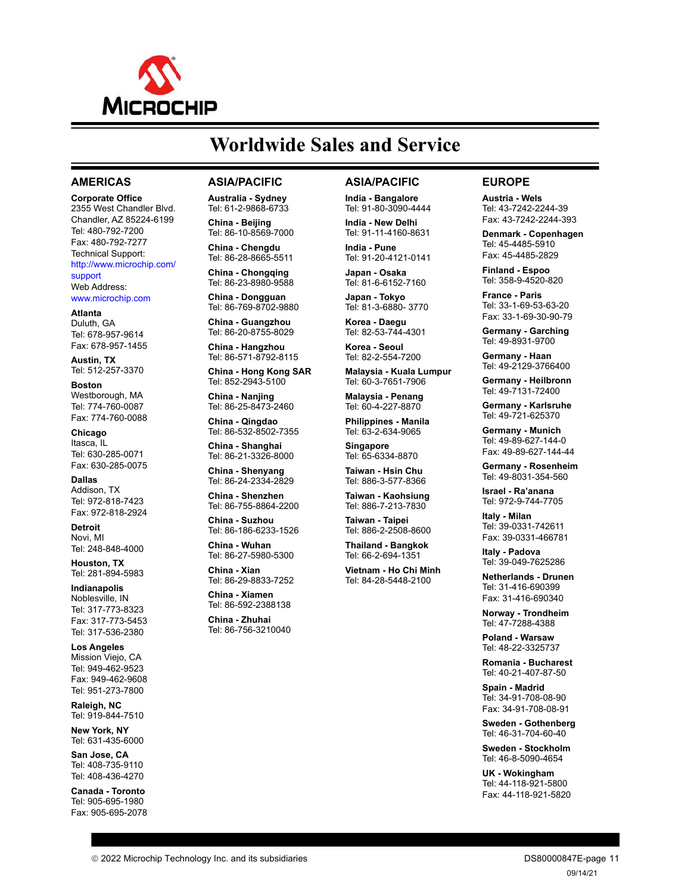# Worldwide Sales and Service

## AMERICAS

**Corporate Office**
2355 West Chandler Blvd.
Chandler, AZ 85224-6199
Tel: 480-792-7200
Fax: 480-792-7277
Technical Support:
http://www.microchip.com/support
Web Address:
www.microchip.com

**Atlanta**
Duluth, GA
Tel: 678-957-9614
Fax: 678-957-1455

**Austin, TX**
Tel: 512-257-3370

**Boston**
Westborough, MA
Tel: 774-760-0087
Fax: 774-760-0088

**Chicago**
Itasca, IL
Tel: 630-285-0071
Fax: 630-285-0075

**Dallas**
Addison, TX
Tel: 972-818-7423
Fax: 972-818-2924

**Detroit**
Novi, MI
Tel: 248-848-4000

**Houston, TX**
Tel: 281-894-5983

**Indianapolis**
Noblesville, IN
Tel: 317-773-8323
Fax: 317-773-5453
Tel: 317-536-2380

**Los Angeles**
Mission Viejo, CA
Tel: 949-462-9523
Fax: 949-462-9608
Tel: 951-273-7800

**Raleigh, NC**
Tel: 919-844-7510

**New York, NY**
Tel: 631-435-6000

**San Jose, CA**
Tel: 408-735-9110
Tel: 408-436-4270

**Canada - Toronto**
Tel: 905-695-1980
Fax: 905-695-2078

## ASIA/PACIFIC

**Australia - Sydney**
Tel: 61-2-9868-6733

**China - Beijing**
Tel: 86-10-8569-7000

**China - Chengdu**
Tel: 86-28-8665-5511

**China - Chongqing**
Tel: 86-23-8980-9588

**China - Dongguan**
Tel: 86-769-8702-9880

**China - Guangzhou**
Tel: 86-20-8755-8029

**China - Hangzhou**
Tel: 86-571-8792-8115

**China - Hong Kong SAR**
Tel: 852-2943-5100

**China - Nanjing**
Tel: 86-25-8473-2460

**China - Qingdao**
Tel: 86-532-8502-7355

**China - Shanghai**
Tel: 86-21-3326-8000

**China - Shenyang**
Tel: 86-24-2334-2829

**China - Shenzhen**
Tel: 86-755-8864-2200

**China - Suzhou**
Tel: 86-186-6233-1526

**China - Wuhan**
Tel: 86-27-5980-5300

**China - Xian**
Tel: 86-29-8833-7252

**China - Xiamen**
Tel: 86-592-2388138

**China - Zhuhai**
Tel: 86-756-3210040

## ASIA/PACIFIC

**India - Bangalore**
Tel: 91-80-3090-4444

**India - New Delhi**
Tel: 91-11-4160-8631

**India - Pune**
Tel: 91-20-4121-0141

**Japan - Osaka**
Tel: 81-6-6152-7160

**Japan - Tokyo**
Tel: 81-3-6880- 3770

**Korea - Daegu**
Tel: 82-53-744-4301

**Korea - Seoul**
Tel: 82-2-554-7200

**Malaysia - Kuala Lumpur**
Tel: 60-3-7651-7906

**Malaysia - Penang**
Tel: 60-4-227-8870

**Philippines - Manila**
Tel: 63-2-634-9065

**Singapore**
Tel: 65-6334-8870

**Taiwan - Hsin Chu**
Tel: 886-3-577-8366

**Taiwan - Kaohsiung**
Tel: 886-7-213-7830

**Taiwan - Taipei**
Tel: 886-2-2508-8600

**Thailand - Bangkok**
Tel: 66-2-694-1351

**Vietnam - Ho Chi Minh**
Tel: 84-28-5448-2100

## EUROPE

**Austria - Wels**
Tel: 43-7242-2244-39
Fax: 43-7242-2244-393

**Denmark - Copenhagen**
Tel: 45-4485-5910
Fax: 45-4485-2829

**Finland - Espoo**
Tel: 358-9-4520-820

**France - Paris**
Tel: 33-1-69-53-63-20
Fax: 33-1-69-30-90-79

**Germany - Garching**
Tel: 49-8931-9700

**Germany - Haan**
Tel: 49-2129-3766400

**Germany - Heilbronn**
Tel: 49-7131-72400

**Germany - Karlsruhe**
Tel: 49-721-625370

**Germany - Munich**
Tel: 49-89-627-144-0
Fax: 49-89-627-144-44

**Germany - Rosenheim**
Tel: 49-8031-354-560

**Israel - Ra'anana**
Tel: 972-9-744-7705

**Italy - Milan**
Tel: 39-0331-742611
Fax: 39-0331-466781

**Italy - Padova**
Tel: 39-049-7625286

**Netherlands - Drunen**
Tel: 31-416-690399
Fax: 31-416-690340

**Norway - Trondheim**
Tel: 47-7288-4388

**Poland - Warsaw**
Tel: 48-22-3325737

**Romania - Bucharest**
Tel: 40-21-407-87-50

**Spain - Madrid**
Tel: 34-91-708-08-90
Fax: 34-91-708-08-91

**Sweden - Gothenberg**
Tel: 46-31-704-60-40

**Sweden - Stockholm**
Tel: 46-8-5090-4654

**UK - Wokingham**
Tel: 44-118-921-5800
Fax: 44-118-921-5820

09/14/21